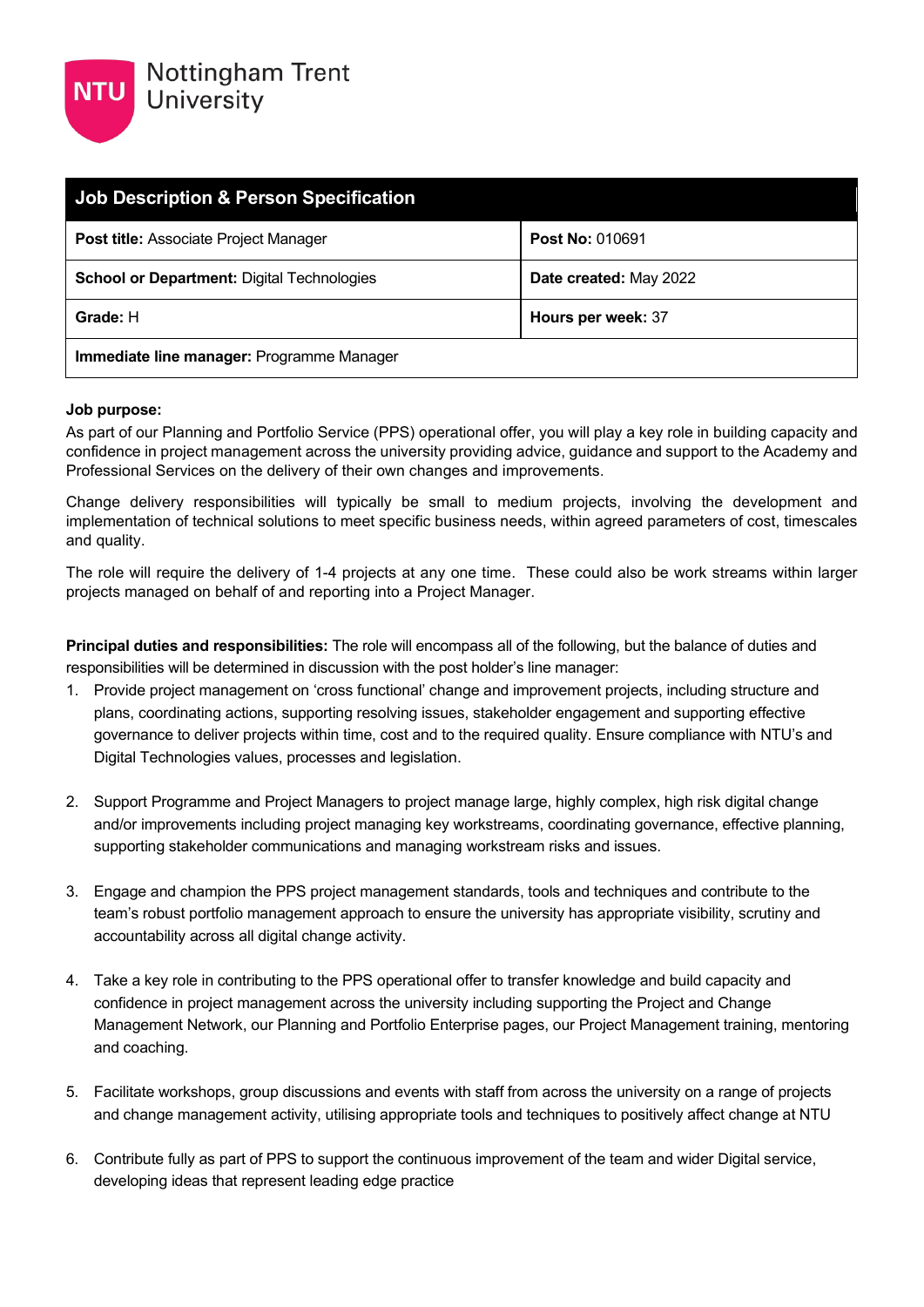Nottingham Trent University

| Job Description & Person Specification | |
|---|---|
| **Post title:** Associate Project Manager | **Post No:** 010691 |
| **School or Department:** Digital Technologies | **Date created:** May 2022 |
| **Grade:** H | **Hours per week:** 37 |
| **Immediate line manager:** Programme Manager | |

**Job purpose:**

As part of our Planning and Portfolio Service (PPS) operational offer, you will play a key role in building capacity and confidence in project management across the university providing advice, guidance and support to the Academy and Professional Services on the delivery of their own changes and improvements.

Change delivery responsibilities will typically be small to medium projects, involving the development and implementation of technical solutions to meet specific business needs, within agreed parameters of cost, timescales and quality.

The role will require the delivery of 1-4 projects at any one time. These could also be work streams within larger projects managed on behalf of and reporting into a Project Manager.

**Principal duties and responsibilities:** The role will encompass all of the following, but the balance of duties and responsibilities will be determined in discussion with the post holder's line manager:

1. Provide project management on 'cross functional' change and improvement projects, including structure and plans, coordinating actions, supporting resolving issues, stakeholder engagement and supporting effective governance to deliver projects within time, cost and to the required quality. Ensure compliance with NTU's and Digital Technologies values, processes and legislation.

2. Support Programme and Project Managers to project manage large, highly complex, high risk digital change and/or improvements including project managing key workstreams, coordinating governance, effective planning, supporting stakeholder communications and managing workstream risks and issues.

3. Engage and champion the PPS project management standards, tools and techniques and contribute to the team's robust portfolio management approach to ensure the university has appropriate visibility, scrutiny and accountability across all digital change activity.

4. Take a key role in contributing to the PPS operational offer to transfer knowledge and build capacity and confidence in project management across the university including supporting the Project and Change Management Network, our Planning and Portfolio Enterprise pages, our Project Management training, mentoring and coaching.

5. Facilitate workshops, group discussions and events with staff from across the university on a range of projects and change management activity, utilising appropriate tools and techniques to positively affect change at NTU

6. Contribute fully as part of PPS to support the continuous improvement of the team and wider Digital service, developing ideas that represent leading edge practice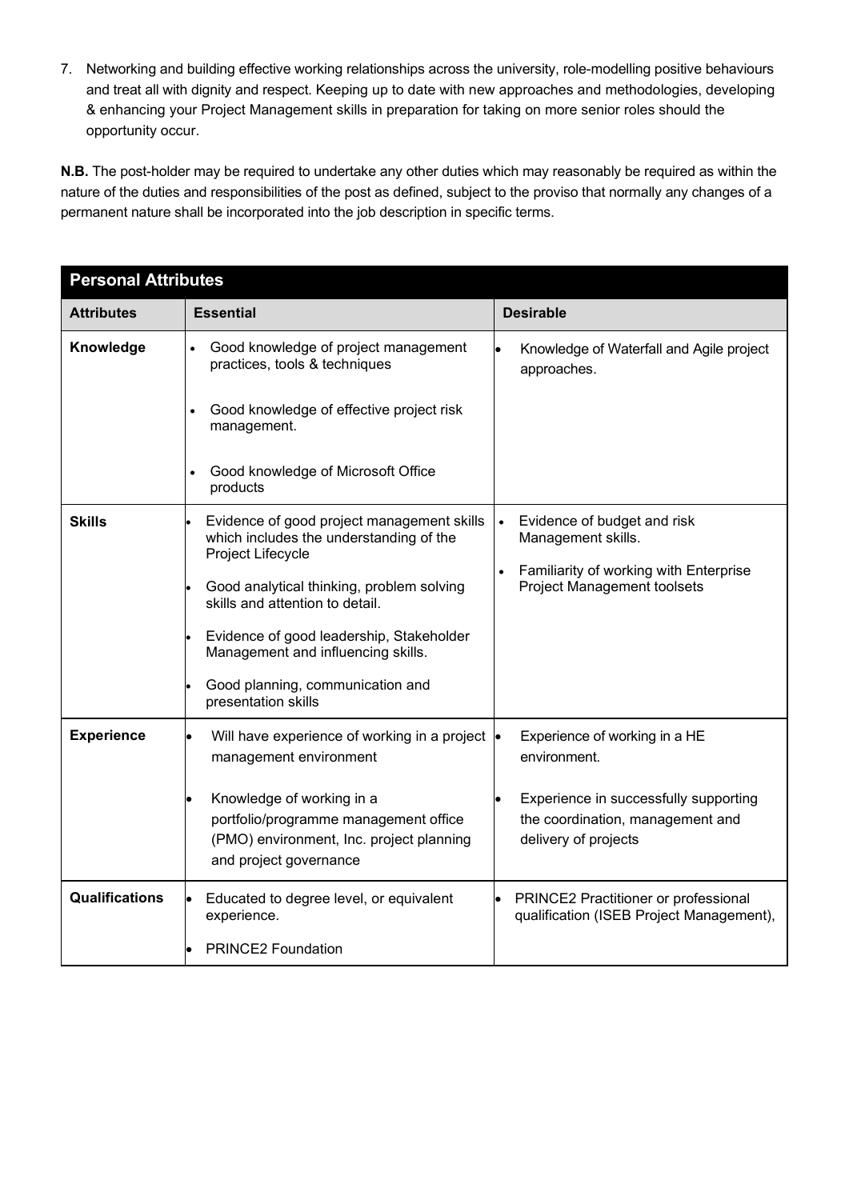7. Networking and building effective working relationships across the university, role-modelling positive behaviours and treat all with dignity and respect. Keeping up to date with new approaches and methodologies, developing & enhancing your Project Management skills in preparation for taking on more senior roles should the opportunity occur.

**N.B.** The post-holder may be required to undertake any other duties which may reasonably be required as within the nature of the duties and responsibilities of the post as defined, subject to the proviso that normally any changes of a permanent nature shall be incorporated into the job description in specific terms.

## Personal Attributes

| Attributes | Essential | Desirable |
|---|---|---|
| **Knowledge** | • Good knowledge of project management practices, tools & techniques<br>• Good knowledge of effective project risk management.<br>• Good knowledge of Microsoft Office products | • Knowledge of Waterfall and Agile project approaches. |
| **Skills** | • Evidence of good project management skills which includes the understanding of the Project Lifecycle<br>• Good analytical thinking, problem solving skills and attention to detail.<br>• Evidence of good leadership, Stakeholder Management and influencing skills.<br>• Good planning, communication and presentation skills | • Evidence of budget and risk Management skills.<br>• Familiarity of working with Enterprise Project Management toolsets |
| **Experience** | • Will have experience of working in a project management environment<br>• Knowledge of working in a portfolio/programme management office (PMO) environment, Inc. project planning and project governance | • Experience of working in a HE environment.<br>• Experience in successfully supporting the coordination, management and delivery of projects |
| **Qualifications** | • Educated to degree level, or equivalent experience.<br>• PRINCE2 Foundation | • PRINCE2 Practitioner or professional qualification (ISEB Project Management), |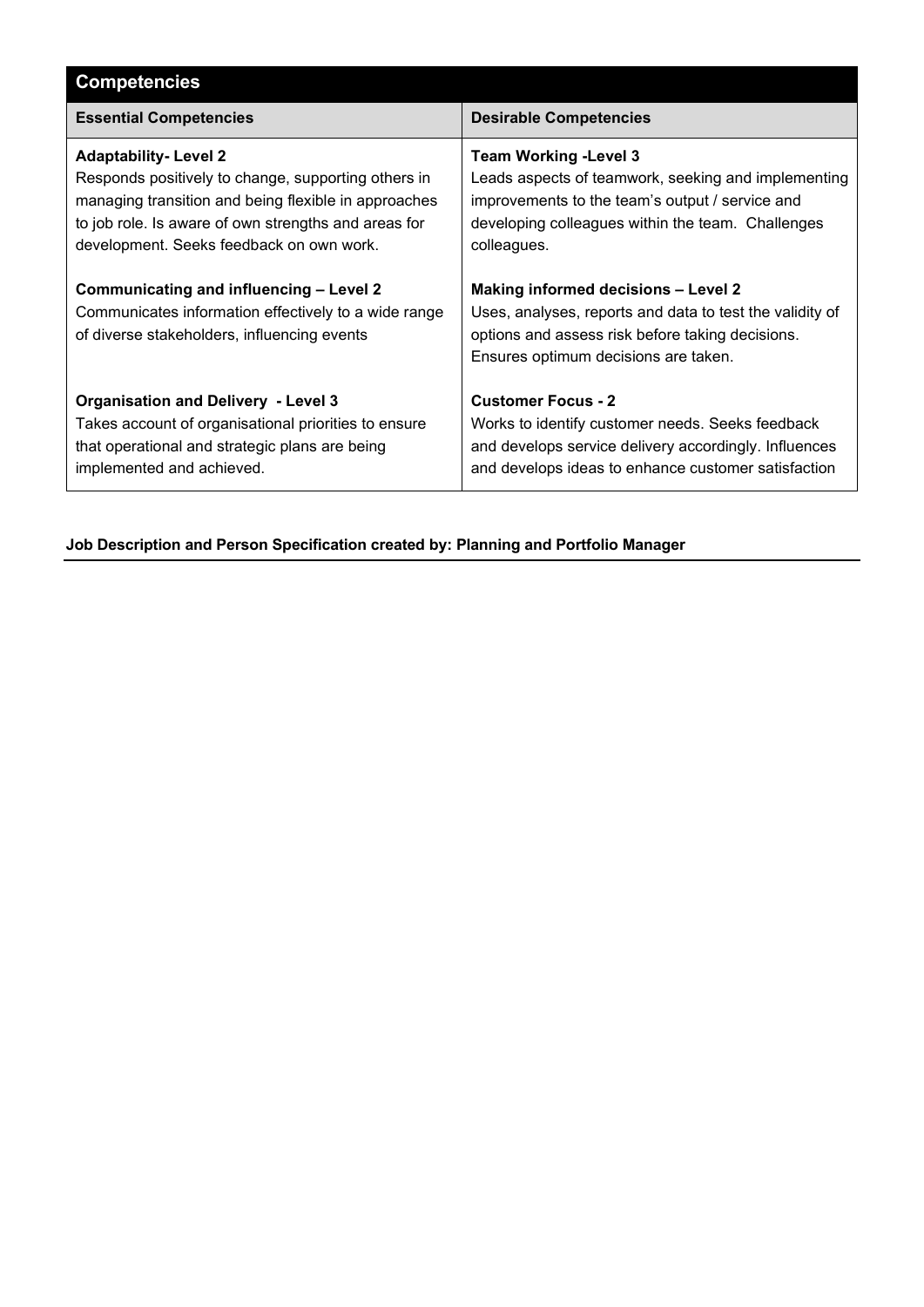## Competencies

| Essential Competencies | Desirable Competencies |
|---|---|
| **Adaptability- Level 2**<br>Responds positively to change, supporting others in managing transition and being flexible in approaches to job role. Is aware of own strengths and areas for development. Seeks feedback on own work. | **Team Working -Level 3**<br>Leads aspects of teamwork, seeking and implementing improvements to the team's output / service and developing colleagues within the team. Challenges colleagues. |
| **Communicating and influencing – Level 2**<br>Communicates information effectively to a wide range of diverse stakeholders, influencing events | **Making informed decisions – Level 2**<br>Uses, analyses, reports and data to test the validity of options and assess risk before taking decisions. Ensures optimum decisions are taken. |
| **Organisation and Delivery - Level 3**<br>Takes account of organisational priorities to ensure that operational and strategic plans are being implemented and achieved. | **Customer Focus - 2**<br>Works to identify customer needs. Seeks feedback and develops service delivery accordingly. Influences and develops ideas to enhance customer satisfaction |

**Job Description and Person Specification created by: Planning and Portfolio Manager**